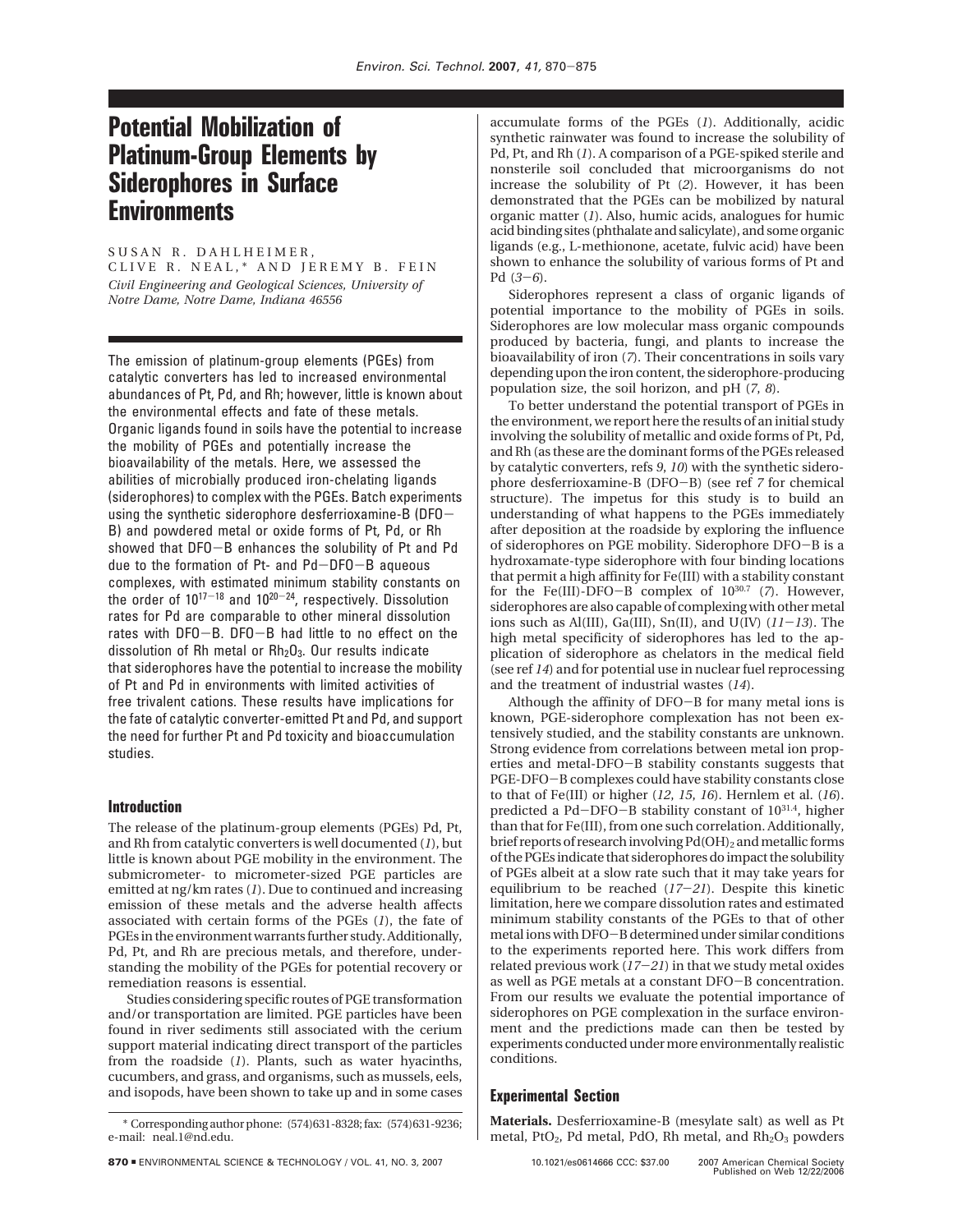# Potential Mobilization of Platinum-Group Elements by Siderophores in Surface Environments

SUSAN R. DAHLHEIMER, CLIVE R. NEAL,* AND JEREMY B. FEIN

*Civil Engineering and Geological Sciences, University of Notre Dame, Notre Dame, Indiana 46556*

The emission of platinum-group elements (PGEs) from catalytic converters has led to increased environmental abundances of Pt, Pd, and Rh; however, little is known about the environmental effects and fate of these metals. Organic ligands found in soils have the potential to increase the mobility of PGEs and potentially increase the bioavailability of the metals. Here, we assessed the abilities of microbially produced iron-chelating ligands (siderophores) to complex with the PGEs. Batch experiments using the synthetic siderophore desferrioxamine-B (DFO−B) and powdered metal or oxide forms of Pt, Pd, or Rh showed that DFO−B enhances the solubility of Pt and Pd due to the formation of Pt- and Pd−DFO−B aqueous complexes, with estimated minimum stability constants on the order of $10^{17-18}$ and $10^{20-24}$, respectively. Dissolution rates for Pd are comparable to other mineral dissolution rates with DFO−B. DFO−B had little to no effect on the dissolution of Rh metal or $Rh_2O_3$. Our results indicate that siderophores have the potential to increase the mobility of Pt and Pd in environments with limited activities of free trivalent cations. These results have implications for the fate of catalytic converter-emitted Pt and Pd, and support the need for further Pt and Pd toxicity and bioaccumulation studies.

## Introduction

The release of the platinum-group elements (PGEs) Pd, Pt, and Rh from catalytic converters is well documented (*1*), but little is known about PGE mobility in the environment. The submicrometer- to micrometer-sized PGE particles are emitted at ng/km rates (*1*). Due to continued and increasing emission of these metals and the adverse health affects associated with certain forms of the PGEs (*1*), the fate of PGEs in the environment warrants further study. Additionally, Pd, Pt, and Rh are precious metals, and therefore, understanding the mobility of the PGEs for potential recovery or remediation reasons is essential.

Studies considering specific routes of PGE transformation and/or transportation are limited. PGE particles have been found in river sediments still associated with the cerium support material indicating direct transport of the particles from the roadside (*1*). Plants, such as water hyacinths, cucumbers, and grass, and organisms, such as mussels, eels, and isopods, have been shown to take up and in some cases accumulate forms of the PGEs (*1*). Additionally, acidic synthetic rainwater was found to increase the solubility of Pd, Pt, and Rh (*1*). A comparison of a PGE-spiked sterile and nonsterile soil concluded that microorganisms do not increase the solubility of Pt (*2*). However, it has been demonstrated that the PGEs can be mobilized by natural organic matter (*1*). Also, humic acids, analogues for humic acid binding sites (phthalate and salicylate), and some organic ligands (e.g., L-methionone, acetate, fulvic acid) have been shown to enhance the solubility of various forms of Pt and Pd (*3*−*6*).

Siderophores represent a class of organic ligands of potential importance to the mobility of PGEs in soils. Siderophores are low molecular mass organic compounds produced by bacteria, fungi, and plants to increase the bioavailability of iron (*7*). Their concentrations in soils vary depending upon the iron content, the siderophore-producing population size, the soil horizon, and pH (*7*, *8*).

To better understand the potential transport of PGEs in the environment, we report here the results of an initial study involving the solubility of metallic and oxide forms of Pt, Pd, and Rh (as these are the dominant forms of the PGEs released by catalytic converters, refs *9*, *10*) with the synthetic siderophore desferrioxamine-B (DFO−B) (see ref *7* for chemical structure). The impetus for this study is to build an understanding of what happens to the PGEs immediately after deposition at the roadside by exploring the influence of siderophores on PGE mobility. Siderophore DFO−B is a hydroxamate-type siderophore with four binding locations that permit a high affinity for Fe(III) with a stability constant for the Fe(III)-DFO−B complex of $10^{30.7}$ (*7*). However, siderophores are also capable of complexing with other metal ions such as Al(III), Ga(III), Sn(II), and U(IV) (*11*−*13*). The high metal specificity of siderophores has led to the application of siderophore as chelators in the medical field (see ref *14*) and for potential use in nuclear fuel reprocessing and the treatment of industrial wastes (*14*).

Although the affinity of DFO−B for many metal ions is known, PGE-siderophore complexation has not been extensively studied, and the stability constants are unknown. Strong evidence from correlations between metal ion properties and metal-DFO−B stability constants suggests that PGE-DFO−B complexes could have stability constants close to that of Fe(III) or higher (*12*, *15*, *16*). Hernlem et al. (*16*). predicted a Pd−DFO−B stability constant of $10^{31.4}$, higher than that for Fe(III), from one such correlation. Additionally, brief reports of research involving $Pd(OH)_2$ and metallic forms of the PGEs indicate that siderophores do impact the solubility of PGEs albeit at a slow rate such that it may take years for equilibrium to be reached (*17*−*21*). Despite this kinetic limitation, here we compare dissolution rates and estimated minimum stability constants of the PGEs to that of other metal ions with DFO−B determined under similar conditions to the experiments reported here. This work differs from related previous work (*17*−*21*) in that we study metal oxides as well as PGE metals at a constant DFO−B concentration. From our results we evaluate the potential importance of siderophores on PGE complexation in the surface environment and the predictions made can then be tested by experiments conducted under more environmentally realistic conditions.

## Experimental Section

**Materials.** Desferrioxamine-B (mesylate salt) as well as Pt metal, $PtO_2$, Pd metal, PdO, Rh metal, and $Rh_2O_3$ powders

\* Corresponding author phone: (574)631-8328; fax: (574)631-9236; e-mail: neal.1@nd.edu.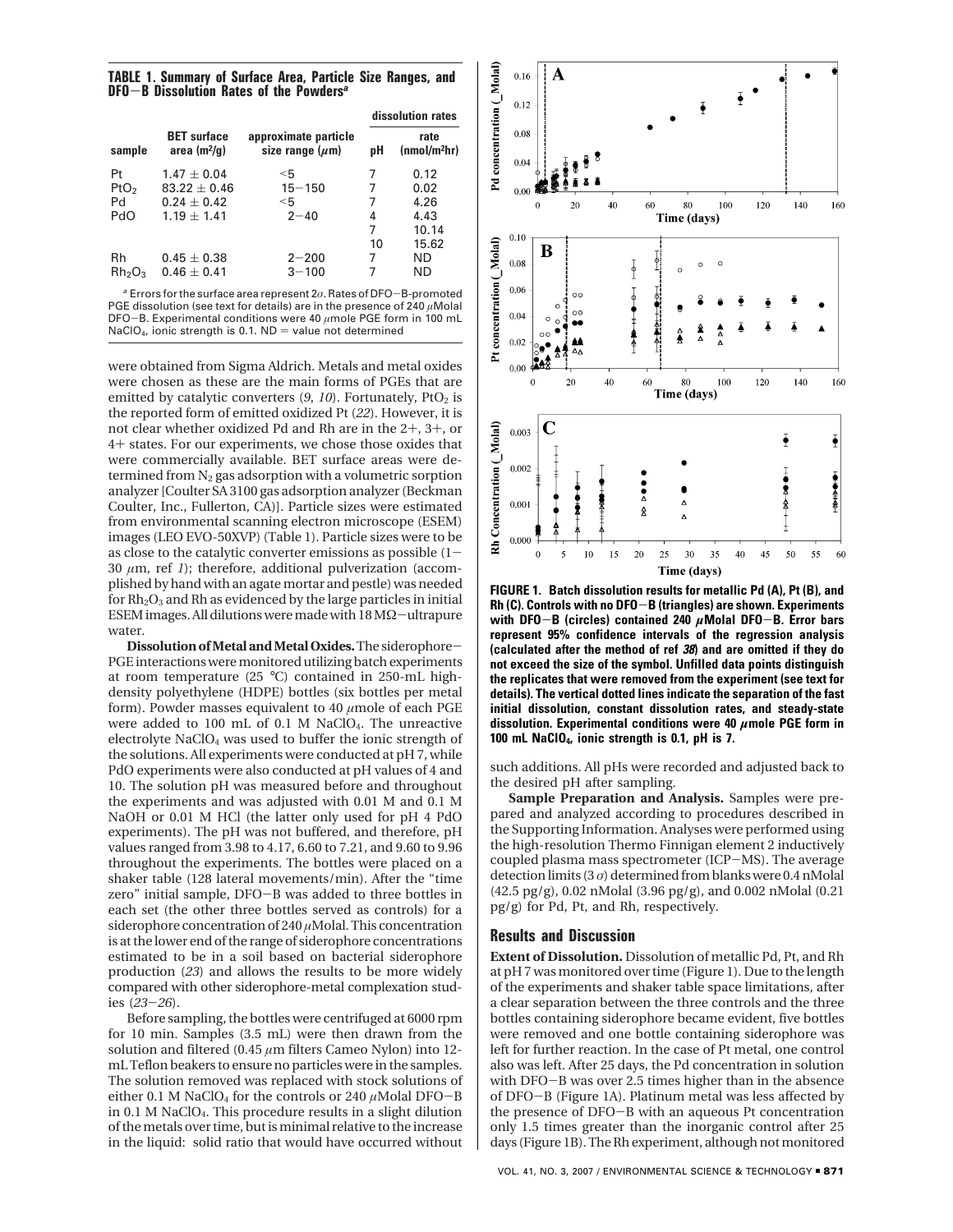**TABLE 1. Summary of Surface Area, Particle Size Ranges, and DFO−B Dissolution Rates of the Powders[a]**

| sample | BET surface area ($m^2$/g) | approximate particle size range ($\mu$m) | dissolution rates | |
|---|---|---|---|---|
| | | | pH | rate (nmol/$m^2$hr) |
| Pt | 1.47 ± 0.04 | <5 | 7 | 0.12 |
| $PtO_2$ | 83.22 ± 0.46 | 15−150 | 7 | 0.02 |
| Pd | 0.24 ± 0.42 | <5 | 7 | 4.26 |
| PdO | 1.19 ± 1.41 | 2−40 | 4 | 4.43 |
| | | | 7 | 10.14 |
| | | | 10 | 15.62 |
| Rh | 0.45 ± 0.38 | 2−200 | 7 | ND |
| $Rh_2O_3$ | 0.46 ± 0.41 | 3−100 | 7 | ND |

[a] Errors for the surface area represent 2$\sigma$. Rates of DFO−B-promoted PGE dissolution (see text for details) are in the presence of 240 $\mu$Molal DFO−B. Experimental conditions were 40 $\mu$mole PGE form in 100 mL $NaClO_4$, ionic strength is 0.1. ND = value not determined

were obtained from Sigma Aldrich. Metals and metal oxides were chosen as these are the main forms of PGEs that are emitted by catalytic converters (*9, 10*). Fortunately, $PtO_2$ is the reported form of emitted oxidized Pt (*22*). However, it is not clear whether oxidized Pd and Rh are in the 2+, 3+, or 4+ states. For our experiments, we chose those oxides that were commercially available. BET surface areas were determined from $N_2$ gas adsorption with a volumetric sorption analyzer [Coulter SA 3100 gas adsorption analyzer (Beckman Coulter, Inc., Fullerton, CA)]. Particle sizes were estimated from environmental scanning electron microscope (ESEM) images (LEO EVO-50XVP) (Table 1). Particle sizes were to be as close to the catalytic converter emissions as possible (1−30 $\mu$m, ref *1*); therefore, additional pulverization (accomplished by hand with an agate mortar and pestle) was needed for $Rh_2O_3$ and Rh as evidenced by the large particles in initial ESEM images. All dilutions were made with 18 MΩ−ultrapure water.

**Dissolution of Metal and Metal Oxides.** The siderophore−PGE interactions were monitored utilizing batch experiments at room temperature (25 °C) contained in 250-mL high-density polyethylene (HDPE) bottles (six bottles per metal form). Powder masses equivalent to 40 $\mu$mole of each PGE were added to 100 mL of 0.1 M $NaClO_4$. The unreactive electrolyte $NaClO_4$ was used to buffer the ionic strength of the solutions. All experiments were conducted at pH 7, while PdO experiments were also conducted at pH values of 4 and 10. The solution pH was measured before and throughout the experiments and was adjusted with 0.01 M and 0.1 M NaOH or 0.01 M HCl (the latter only used for pH 4 PdO experiments). The pH was not buffered, and therefore, pH values ranged from 3.98 to 4.17, 6.60 to 7.21, and 9.60 to 9.96 throughout the experiments. The bottles were placed on a shaker table (128 lateral movements/min). After the "time zero" initial sample, DFO−B was added to three bottles in each set (the other three bottles served as controls) for a siderophore concentration of 240 $\mu$Molal. This concentration is at the lower end of the range of siderophore concentrations estimated to be in a soil based on bacterial siderophore production (*23*) and allows the results to be more widely compared with other siderophore-metal complexation studies (*23*−*26*).

Before sampling, the bottles were centrifuged at 6000 rpm for 10 min. Samples (3.5 mL) were then drawn from the solution and filtered (0.45 $\mu$m filters Cameo Nylon) into 12-mL Teflon beakers to ensure no particles were in the samples. The solution removed was replaced with stock solutions of either 0.1 M $NaClO_4$ for the controls or 240 $\mu$Molal DFO−B in 0.1 M $NaClO_4$. This procedure results in a slight dilution of the metals over time, but is minimal relative to the increase in the liquid: solid ratio that would have occurred without such additions. All pHs were recorded and adjusted back to the desired pH after sampling.

**FIGURE 1. Batch dissolution results for metallic Pd (A), Pt (B), and Rh (C). Controls with no DFO−B (triangles) are shown. Experiments with DFO−B (circles) contained 240 $\mu$Molal DFO−B. Error bars represent 95% confidence intervals of the regression analysis (calculated after the method of ref *38*) and are omitted if they do not exceed the size of the symbol. Unfilled data points distinguish the replicates that were removed from the experiment (see text for details). The vertical dotted lines indicate the separation of the fast initial dissolution, constant dissolution rates, and steady-state dissolution. Experimental conditions were 40 $\mu$mole PGE form in 100 mL $NaClO_4$, ionic strength is 0.1, pH is 7.**

**Sample Preparation and Analysis.** Samples were prepared and analyzed according to procedures described in the Supporting Information. Analyses were performed using the high-resolution Thermo Finnigan element 2 inductively coupled plasma mass spectrometer (ICP−MS). The average detection limits (3 $\sigma$) determined from blanks were 0.4 nMolal (42.5 pg/g), 0.02 nMolal (3.96 pg/g), and 0.002 nMolal (0.21 pg/g) for Pd, Pt, and Rh, respectively.

## Results and Discussion

**Extent of Dissolution.** Dissolution of metallic Pd, Pt, and Rh at pH 7 was monitored over time (Figure 1). Due to the length of the experiments and shaker table space limitations, after a clear separation between the three controls and the three bottles containing siderophore became evident, five bottles were removed and one bottle containing siderophore was left for further reaction. In the case of Pt metal, one control also was left. After 25 days, the Pd concentration in solution with DFO−B was over 2.5 times higher than in the absence of DFO−B (Figure 1A). Platinum metal was less affected by the presence of DFO−B with an aqueous Pt concentration only 1.5 times greater than the inorganic control after 25 days (Figure 1B). The Rh experiment, although not monitored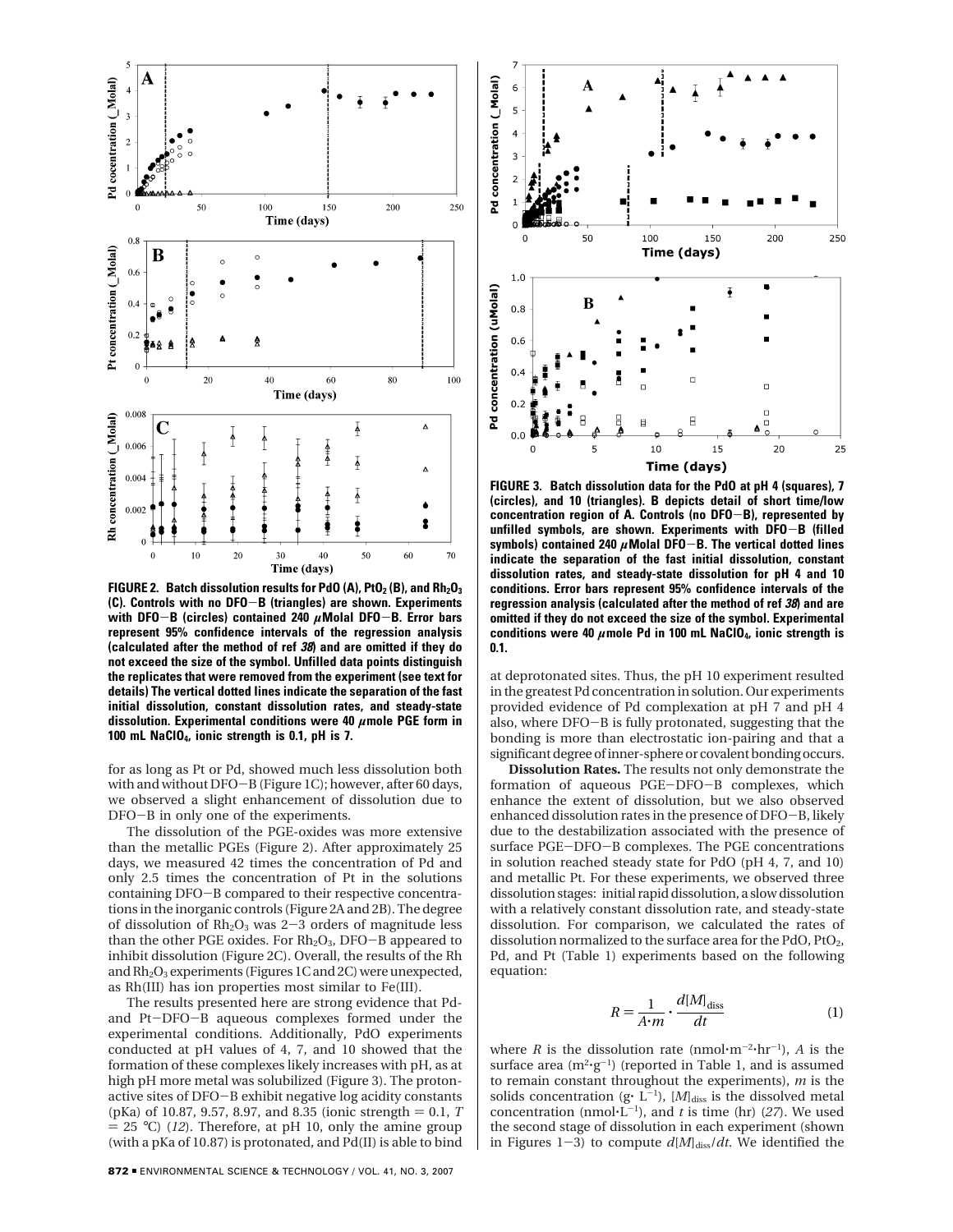**FIGURE 2. Batch dissolution results for PdO (A), $PtO_2$ (B), and $Rh_2O_3$ (C). Controls with no DFO−B (triangles) are shown. Experiments with DFO−B (circles) contained 240 $\mu$Molal DFO−B. Error bars represent 95% confidence intervals of the regression analysis (calculated after the method of ref *38*) and are omitted if they do not exceed the size of the symbol. Unfilled data points distinguish the replicates that were removed from the experiment (see text for details) The vertical dotted lines indicate the separation of the fast initial dissolution, constant dissolution rates, and steady-state dissolution. Experimental conditions were 40 $\mu$mole PGE form in 100 mL $NaClO_4$, ionic strength is 0.1, pH is 7.**

for as long as Pt or Pd, showed much less dissolution both with and without DFO−B (Figure 1C); however, after 60 days, we observed a slight enhancement of dissolution due to DFO−B in only one of the experiments.

The dissolution of the PGE-oxides was more extensive than the metallic PGEs (Figure 2). After approximately 25 days, we measured 42 times the concentration of Pd and only 2.5 times the concentration of Pt in the solutions containing DFO−B compared to their respective concentrations in the inorganic controls (Figure 2A and 2B). The degree of dissolution of $Rh_2O_3$ was 2−3 orders of magnitude less than the other PGE oxides. For $Rh_2O_3$, DFO−B appeared to inhibit dissolution (Figure 2C). Overall, the results of the Rh and $Rh_2O_3$ experiments (Figures 1C and 2C) were unexpected, as Rh(III) has ion properties most similar to Fe(III).

The results presented here are strong evidence that Pd- and Pt−DFO−B aqueous complexes formed under the experimental conditions. Additionally, PdO experiments conducted at pH values of 4, 7, and 10 showed that the formation of these complexes likely increases with pH, as at high pH more metal was solubilized (Figure 3). The proton-active sites of DFO−B exhibit negative log acidity constants (pKa) of 10.87, 9.57, 8.97, and 8.35 (ionic strength = 0.1, $T$ = 25 °C) (*12*). Therefore, at pH 10, only the amine group (with a pKa of 10.87) is protonated, and Pd(II) is able to bind at deprotonated sites. Thus, the pH 10 experiment resulted in the greatest Pd concentration in solution. Our experiments provided evidence of Pd complexation at pH 7 and pH 4 also, where DFO−B is fully protonated, suggesting that the bonding is more than electrostatic ion-pairing and that a significant degree of inner-sphere or covalent bonding occurs.

**FIGURE 3. Batch dissolution data for the PdO at pH 4 (squares), 7 (circles), and 10 (triangles). B depicts detail of short time/low concentration region of A. Controls (no DFO−B), represented by unfilled symbols, are shown. Experiments with DFO−B (filled symbols) contained 240 $\mu$Molal DFO−B. The vertical dotted lines indicate the separation of the fast initial dissolution, constant dissolution rates, and steady-state dissolution for pH 4 and 10 conditions. Error bars represent 95% confidence intervals of the regression analysis (calculated after the method of ref *38*) and are omitted if they do not exceed the size of the symbol. Experimental conditions were 40 $\mu$mole Pd in 100 mL $NaClO_4$, ionic strength is 0.1.**

**Dissolution Rates.** The results not only demonstrate the formation of aqueous PGE−DFO−B complexes, which enhance the extent of dissolution, but we also observed enhanced dissolution rates in the presence of DFO−B, likely due to the destabilization associated with the presence of surface PGE−DFO−B complexes. The PGE concentrations in solution reached steady state for PdO (pH 4, 7, and 10) and metallic Pt. For these experiments, we observed three dissolution stages: initial rapid dissolution, a slow dissolution with a relatively constant dissolution rate, and steady-state dissolution. For comparison, we calculated the rates of dissolution normalized to the surface area for the PdO, $PtO_2$, Pd, and Pt (Table 1) experiments based on the following equation:

$$R = \frac{1}{A \cdot m} \cdot \frac{d[M]_{\text{diss}}}{dt} \tag{1}$$

where $R$ is the dissolution rate (nmol·m$^{-2}$·hr$^{-1}$), $A$ is the surface area (m$^2$·g$^{-1}$) (reported in Table 1, and is assumed to remain constant throughout the experiments), $m$ is the solids concentration (g· L$^{-1}$), $[M]_{\text{diss}}$ is the dissolved metal concentration (nmol·L$^{-1}$), and $t$ is time (hr) (*27*). We used the second stage of dissolution in each experiment (shown in Figures 1−3) to compute $d[M]_{\text{diss}}/dt$. We identified the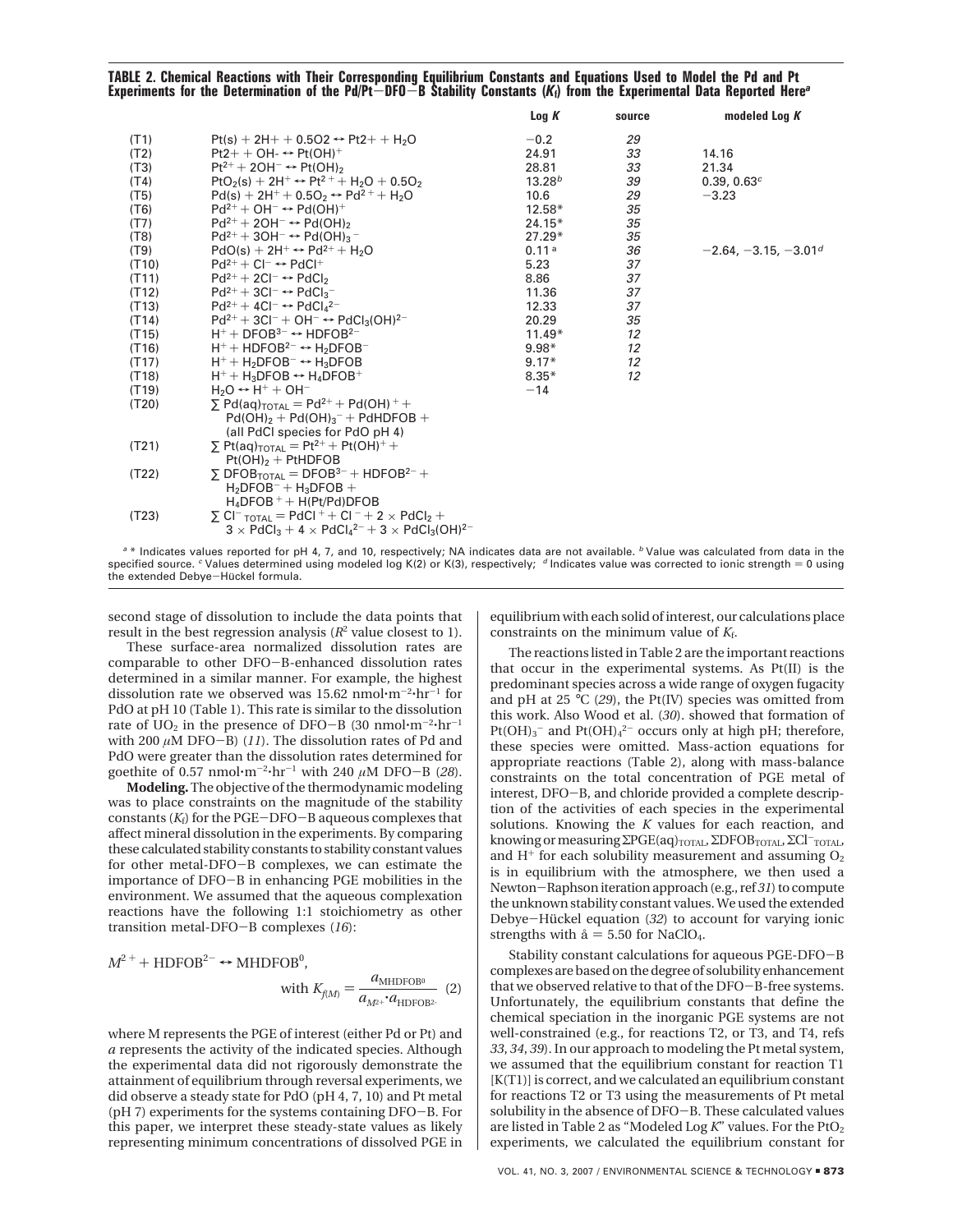**TABLE 2. Chemical Reactions with Their Corresponding Equilibrium Constants and Equations Used to Model the Pd and Pt Experiments for the Determination of the Pd/Pt−DFO−B Stability Constants ($K_f$) from the Experimental Data Reported Here[a]**

| | | Log *K* | source | modeled Log *K* |
|---|---|---|---|---|
| (T1) | $Pt(s) + 2H^+ + 0.5O_2 \leftrightarrow Pt^{2+} + H_2O$ | −0.2 | 29 | |
| (T2) | $Pt^{2+} + OH^- \leftrightarrow Pt(OH)^+$ | 24.91 | 33 | 14.16 |
| (T3) | $Pt^{2+} + 2OH^- \leftrightarrow Pt(OH)_2$ | 28.81 | 33 | 21.34 |
| (T4) | $PtO_2(s) + 2H^+ \leftrightarrow Pt^{2+} + H_2O + 0.5O_2$ | 13.28[b] | 39 | 0.39, 0.63[c] |
| (T5) | $Pd(s) + 2H^+ + 0.5O_2 \leftrightarrow Pd^{2+} + H_2O$ | 10.6 | 29 | −3.23 |
| (T6) | $Pd^{2+} + OH^- \leftrightarrow Pd(OH)^+$ | 12.58* | 35 | |
| (T7) | $Pd^{2+} + 2OH^- \leftrightarrow Pd(OH)_2$ | 24.15* | 35 | |
| (T8) | $Pd^{2+} + 3OH^- \leftrightarrow Pd(OH)_3^-$ | 27.29* | 35 | |
| (T9) | $PdO(s) + 2H^+ \leftrightarrow Pd^{2+} + H_2O$ | 0.11[a] | 36 | −2.64, −3.15, −3.01[d] |
| (T10) | $Pd^{2+} + Cl^- \leftrightarrow PdCl^+$ | 5.23 | 37 | |
| (T11) | $Pd^{2+} + 2Cl^- \leftrightarrow PdCl_2$ | 8.86 | 37 | |
| (T12) | $Pd^{2+} + 3Cl^- \leftrightarrow PdCl_3^-$ | 11.36 | 37 | |
| (T13) | $Pd^{2+} + 4Cl^- \leftrightarrow PdCl_4^{2-}$ | 12.33 | 37 | |
| (T14) | $Pd^{2+} + 3Cl^- + OH^- \leftrightarrow PdCl_3(OH)^{2-}$ | 20.29 | 35 | |
| (T15) | $H^+ + DFOB^{3-} \leftrightarrow HDFOB^{2-}$ | 11.49* | 12 | |
| (T16) | $H^+ + HDFOB^{2-} \leftrightarrow H_2DFOB^-$ | 9.98* | 12 | |
| (T17) | $H^+ + H_2DFOB^- \leftrightarrow H_3DFOB$ | 9.17* | 12 | |
| (T18) | $H^+ + H_3DFOB \leftrightarrow H_4DFOB^+$ | 8.35* | 12 | |
| (T19) | $H_2O \leftrightarrow H^+ + OH^-$ | −14 | | |
| (T20) | $\sum Pd(aq)_{TOTAL} = Pd^{2+} + Pd(OH)^+ + Pd(OH)_2 + Pd(OH)_3^- + PdHDFOB +$ (all PdCl species for PdO pH 4) | | | |
| (T21) | $\sum Pt(aq)_{TOTAL} = Pt^{2+} + Pt(OH)^+ + Pt(OH)_2 + PtHDFOB$ | | | |
| (T22) | $\sum DFOB_{TOTAL} = DFOB^{3-} + HDFOB^{2-} + H_2DFOB^- + H_3DFOB + H_4DFOB^+ + H(Pt/Pd)DFOB$ | | | |
| (T23) | $\sum Cl^-_{TOTAL} = PdCl^+ + Cl^- + 2 \times PdCl_2 + 3 \times PdCl_3 + 4 \times PdCl_4^{2-} + 3 \times PdCl_3(OH)^{2-}$ | | | |

[a] * Indicates values reported for pH 4, 7, and 10, respectively; NA indicates data are not available. [b] Value was calculated from data in the specified source. [c] Values determined using modeled log K(2) or K(3), respectively; [d] Indicates value was corrected to ionic strength = 0 using the extended Debye−Hückel formula.

second stage of dissolution to include the data points that result in the best regression analysis ($R^2$ value closest to 1).

These surface-area normalized dissolution rates are comparable to other DFO−B-enhanced dissolution rates determined in a similar manner. For example, the highest dissolution rate we observed was 15.62 nmol·m$^{-2}$·hr$^{-1}$ for PdO at pH 10 (Table 1). This rate is similar to the dissolution rate of $UO_2$ in the presence of DFO−B (30 nmol·m$^{-2}$·hr$^{-1}$ with 200 μM DFO−B) (*11*). The dissolution rates of Pd and PdO were greater than the dissolution rates determined for goethite of 0.57 nmol·m$^{-2}$·hr$^{-1}$ with 240 μM DFO−B (*28*).

**Modeling.** The objective of the thermodynamic modeling was to place constraints on the magnitude of the stability constants ($K_f$) for the PGE−DFO−B aqueous complexes that affect mineral dissolution in the experiments. By comparing these calculated stability constants to stability constant values for other metal-DFO−B complexes, we can estimate the importance of DFO−B in enhancing PGE mobilities in the environment. We assumed that the aqueous complexation reactions have the following 1:1 stoichiometry as other transition metal-DFO−B complexes (*16*):

$$M^{2+} + HDFOB^{2-} \leftrightarrow MHDFOB^0, \quad \text{with } K_{f(M)} = \frac{a_{MHDFOB^0}}{a_{M^{2+}} \cdot a_{HDFOB^{2-}}} \quad (2)$$

where M represents the PGE of interest (either Pd or Pt) and *a* represents the activity of the indicated species. Although the experimental data did not rigorously demonstrate the attainment of equilibrium through reversal experiments, we did observe a steady state for PdO (pH 4, 7, 10) and Pt metal (pH 7) experiments for the systems containing DFO−B. For this paper, we interpret these steady-state values as likely representing minimum concentrations of dissolved PGE in equilibrium with each solid of interest, our calculations place constraints on the minimum value of $K_f$.

The reactions listed in Table 2 are the important reactions that occur in the experimental systems. As Pt(II) is the predominant species across a wide range of oxygen fugacity and pH at 25 °C (*29*), the Pt(IV) species was omitted from this work. Also Wood et al. (*30*). showed that formation of $Pt(OH)_3^-$ and $Pt(OH)_4^{2-}$ occurs only at high pH; therefore, these species were omitted. Mass-action equations for appropriate reactions (Table 2), along with mass-balance constraints on the total concentration of PGE metal of interest, DFO−B, and chloride provided a complete description of the activities of each species in the experimental solutions. Knowing the *K* values for each reaction, and knowing or measuring $\Sigma PGE(aq)_{TOTAL}$, $\Sigma DFOB_{TOTAL}$, $\Sigma Cl^-_{TOTAL}$, and $H^+$ for each solubility measurement and assuming $O_2$ is in equilibrium with the atmosphere, we then used a Newton−Raphson iteration approach (e.g., ref *31*) to compute the unknown stability constant values. We used the extended Debye−Hückel equation (*32*) to account for varying ionic strengths with å = 5.50 for $NaClO_4$.

Stability constant calculations for aqueous PGE-DFO−B complexes are based on the degree of solubility enhancement that we observed relative to that of the DFO−B-free systems. Unfortunately, the equilibrium constants that define the chemical speciation in the inorganic PGE systems are not well-constrained (e.g., for reactions T2, or T3, and T4, refs *33*, *34*, *39*). In our approach to modeling the Pt metal system, we assumed that the equilibrium constant for reaction T1 [K(T1)] is correct, and we calculated an equilibrium constant for reactions T2 or T3 using the measurements of Pt metal solubility in the absence of DFO−B. These calculated values are listed in Table 2 as "Modeled Log *K*" values. For the $PtO_2$ experiments, we calculated the equilibrium constant for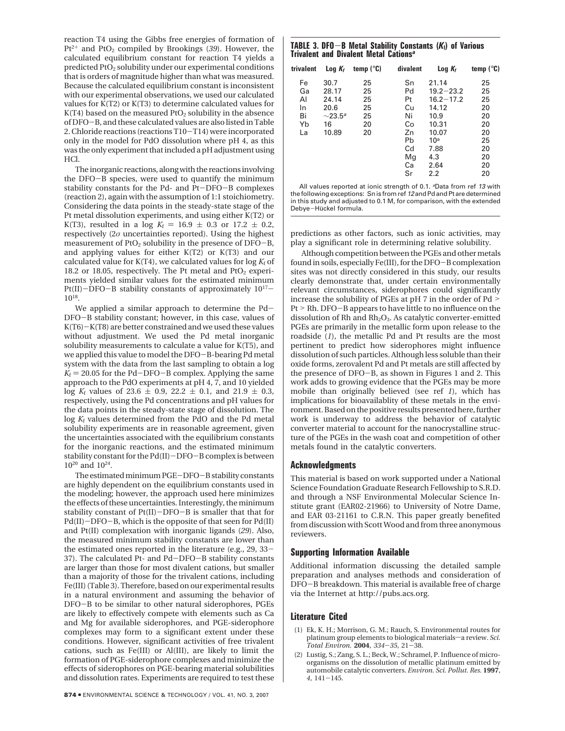reaction T4 using the Gibbs free energies of formation of $Pt^{2+}$ and $PtO_2$ compiled by Brookings (*39*). However, the calculated equilibrium constant for reaction T4 yields a predicted $PtO_2$ solubility under our experimental conditions that is orders of magnitude higher than what was measured. Because the calculated equilibrium constant is inconsistent with our experimental observations, we used our calculated values for K(T2) or K(T3) to determine calculated values for K(T4) based on the measured $PtO_2$ solubility in the absence of DFO−B, and these calculated values are also listed in Table 2. Chloride reactions (reactions T10−T14) were incorporated only in the model for PdO dissolution where pH 4, as this was the only experiment that included a pH adjustment using HCl.

The inorganic reactions, along with the reactions involving the DFO−B species, were used to quantify the minimum stability constants for the Pd- and Pt−DFO−B complexes (reaction 2), again with the assumption of 1:1 stoichiometry. Considering the data points in the steady-state stage of the Pt metal dissolution experiments, and using either K(T2) or K(T3), resulted in a log $K_f$ = 16.9 ± 0.3 or 17.2 ± 0.2, respectively (2$\sigma$ uncertainties reported). Using the highest measurement of $PtO_2$ solubility in the presence of DFO−B, and applying values for either K(T2) or K(T3) and our calculated value for K(T4), we calculated values for log $K_f$ of 18.2 or 18.05, respectively. The Pt metal and $PtO_2$ experiments yielded similar values for the estimated minimum Pt(II)−DFO−B stability constants of approximately $10^{17}$–$10^{18}$.

We applied a similar approach to determine the Pd−DFO−B stability constant; however, in this case, values of K(T6)−K(T8) are better constrained and we used these values without adjustment. We used the Pd metal inorganic solubility measurements to calculate a value for K(T5), and we applied this value to model the DFO−B-bearing Pd metal system with the data from the last sampling to obtain a log $K_f$ = 20.05 for the Pd−DFO−B complex. Applying the same approach to the PdO experiments at pH 4, 7, and 10 yielded log $K_f$ values of 23.6 ± 0.9, 22.2 ± 0.1, and 21.9 ± 0.3, respectively, using the Pd concentrations and pH values for the data points in the steady-state stage of dissolution. The log $K_f$ values determined from the PdO and the Pd metal solubility experiments are in reasonable agreement, given the uncertainties associated with the equilibrium constants for the inorganic reactions, and the estimated minimum stability constant for the Pd(II)−DFO−B complex is between $10^{20}$ and $10^{24}$.

The estimated minimum PGE−DFO−B stability constants are highly dependent on the equilibrium constants used in the modeling; however, the approach used here minimizes the effects of these uncertainties. Interestingly, the minimum stability constant of Pt(II)−DFO−B is smaller that that for Pd(II)−DFO−B, which is the opposite of that seen for Pd(II) and Pt(II) complexation with inorganic ligands (*29*). Also, the measured minimum stability constants are lower than the estimated ones reported in the literature (e.g., 29, 33−37). The calculated Pt- and Pd−DFO−B stability constants are larger than those for most divalent cations, but smaller than a majority of those for the trivalent cations, including Fe(III) (Table 3). Therefore, based on our experimental results in a natural environment and assuming the behavior of DFO−B to be similar to other natural siderophores, PGEs are likely to effectively compete with elements such as Ca and Mg for available siderophores, and PGE-siderophore complexes may form to a significant extent under these conditions. However, significant activities of free trivalent cations, such as Fe(III) or Al(III), are likely to limit the formation of PGE-siderophore complexes and minimize the effects of siderophores on PGE-bearing material solubilities and dissolution rates. Experiments are required to test these

**TABLE 3. DFO−B Metal Stability Constants ($K_f$) of Various Trivalent and Divalent Metal Cations[a]**

| trivalent | Log $K_f$ | temp (°C) | divalent | Log $K_f$ | temp (°C) |
|---|---|---|---|---|---|
| Fe | 30.7 | 25 | Sn | 21.14 | 25 |
| Ga | 28.17 | 25 | Pd | 19.2−23.2 | 25 |
| Al | 24.14 | 25 | Pt | 16.2−17.2 | 25 |
| In | 20.6 | 25 | Cu | 14.12 | 20 |
| Bi | ~23.5[a] | 25 | Ni | 10.9 | 20 |
| Yb | 16 | 20 | Co | 10.31 | 20 |
| La | 10.89 | 20 | Zn | 10.07 | 20 |
| | | | Pb | 10[a] | 25 |
| | | | Cd | 7.88 | 20 |
| | | | Mg | 4.3 | 20 |
| | | | Ca | 2.64 | 20 |
| | | | Sr | 2.2 | 20 |

All values reported at ionic strength of 0.1. [a]Data from ref *13* with the following exceptions: Sn is from ref *12* and Pd and Pt are determined in this study and adjusted to 0.1 M, for comparison, with the extended Debye−Hückel formula.

predictions as other factors, such as ionic activities, may play a significant role in determining relative solubility.

Although competition between the PGEs and other metals found in soils, especially Fe(III), for the DFO−B complexation sites was not directly considered in this study, our results clearly demonstrate that, under certain environmentally relevant circumstances, siderophores could significantly increase the solubility of PGEs at pH 7 in the order of Pd > Pt > Rh. DFO−B appears to have little to no influence on the dissolution of Rh and $Rh_2O_3$. As catalytic converter-emitted PGEs are primarily in the metallic form upon release to the roadside (*1*), the metallic Pd and Pt results are the most pertinent to predict how siderophores might influence dissolution of such particles. Although less soluble than their oxide forms, zerovalent Pd and Pt metals are still affected by the presence of DFO−B, as shown in Figures 1 and 2. This work adds to growing evidence that the PGEs may be more mobile than originally believed (see ref *1*), which has implications for bioavailablity of these metals in the environment. Based on the positive results presented here, further work is underway to address the behavior of catalytic converter material to account for the nanocrystalline structure of the PGEs in the wash coat and competition of other metals found in the catalytic converters.

## Acknowledgments

This material is based on work supported under a National Science Foundation Graduate Research Fellowship to S.R.D. and through a NSF Environmental Molecular Science Institute grant (EAR02-21966) to University of Notre Dame, and EAR 03-21161 to C.R.N. This paper greatly benefited from discussion with Scott Wood and from three anonymous reviewers.

## Supporting Information Available

Additional information discussing the detailed sample preparation and analyses methods and consideration of DFO−B breakdown. This material is available free of charge via the Internet at http://pubs.acs.org.

## Literature Cited

(1) Ek, K. H.; Morrison, G. M.; Rauch, S. Environmental routes for platinum group elements to biological materials—a review. *Sci. Total Environ.* **2004**, *334*−*35*, 21−38.

(2) Lustig, S.; Zang, S. L.; Beck, W.; Schramel, P. Influence of microorganisms on the dissolution of metallic platinum emitted by automobile catalytic converters. *Environ. Sci. Pollut. Res.* **1997**, *4*, 141−145.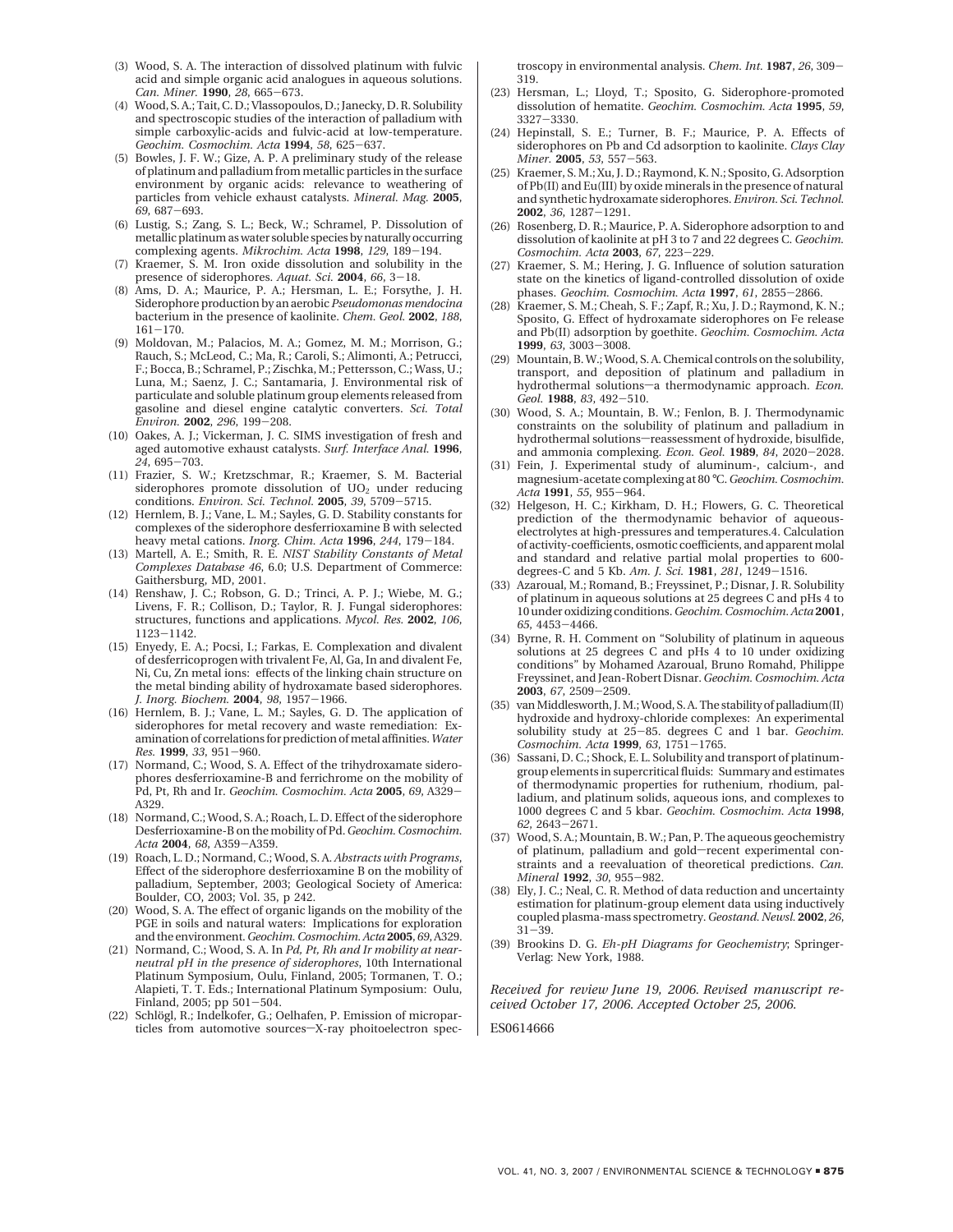(3) Wood, S. A. The interaction of dissolved platinum with fulvic acid and simple organic acid analogues in aqueous solutions. *Can. Miner.* **1990**, *28*, 665−673.

(4) Wood, S. A.; Tait, C. D.; Vlassopoulos, D.; Janecky, D. R. Solubility and spectroscopic studies of the interaction of palladium with simple carboxylic-acids and fulvic-acid at low-temperature. *Geochim. Cosmochim. Acta* **1994**, *58*, 625−637.

(5) Bowles, J. F. W.; Gize, A. P. A preliminary study of the release of platinum and palladium from metallic particles in the surface environment by organic acids: relevance to weathering of particles from vehicle exhaust catalysts. *Mineral. Mag.* **2005**, *69*, 687−693.

(6) Lustig, S.; Zang, S. L.; Beck, W.; Schramel, P. Dissolution of metallic platinum as water soluble species by naturally occurring complexing agents. *Mikrochim. Acta* **1998**, *129*, 189−194.

(7) Kraemer, S. M. Iron oxide dissolution and solubility in the presence of siderophores. *Aquat. Sci.* **2004**, *66*, 3−18.

(8) Ams, D. A.; Maurice, P. A.; Hersman, L. E.; Forsythe, J. H. Siderophore production by an aerobic *Pseudomonas mendocina* bacterium in the presence of kaolinite. *Chem. Geol.* **2002**, *188*, 161−170.

(9) Moldovan, M.; Palacios, M. A.; Gomez, M. M.; Morrison, G.; Rauch, S.; McLeod, C.; Ma, R.; Caroli, S.; Alimonti, A.; Petrucci, F.; Bocca, B.; Schramel, P.; Zischka, M.; Pettersson, C.; Wass, U.; Luna, M.; Saenz, J. C.; Santamaria, J. Environmental risk of particulate and soluble platinum group elements released from gasoline and diesel engine catalytic converters. *Sci. Total Environ.* **2002**, *296*, 199−208.

(10) Oakes, A. J.; Vickerman, J. C. SIMS investigation of fresh and aged automotive exhaust catalysts. *Surf. Interface Anal.* **1996**, *24*, 695−703.

(11) Frazier, S. W.; Kretzschmar, R.; Kraemer, S. M. Bacterial siderophores promote dissolution of $UO_2$ under reducing conditions. *Environ. Sci. Technol.* **2005**, *39*, 5709−5715.

(12) Hernlem, B. J.; Vane, L. M.; Sayles, G. D. Stability constants for complexes of the siderophore desferrioxamine B with selected heavy metal cations. *Inorg. Chim. Acta* **1996**, *244*, 179−184.

(13) Martell, A. E.; Smith, R. E. *NIST Stability Constants of Metal Complexes Database 46*, 6.0; U.S. Department of Commerce: Gaithersburg, MD, 2001.

(14) Renshaw, J. C.; Robson, G. D.; Trinci, A. P. J.; Wiebe, M. G.; Livens, F. R.; Collison, D.; Taylor, R. J. Fungal siderophores: structures, functions and applications. *Mycol. Res.* **2002**, *106*, 1123−1142.

(15) Enyedy, E. A.; Pocsi, I.; Farkas, E. Complexation and divalent of desferricoprogen with trivalent Fe, Al, Ga, In and divalent Fe, Ni, Cu, Zn metal ions: effects of the linking chain structure on the metal binding ability of hydroxamate based siderophores. *J. Inorg. Biochem.* **2004**, *98*, 1957−1966.

(16) Hernlem, B. J.; Vane, L. M.; Sayles, G. D. The application of siderophores for metal recovery and waste remediation: Examination of correlations for prediction of metal affinities. *Water Res.* **1999**, *33*, 951−960.

(17) Normand, C.; Wood, S. A. Effect of the trihydroxamate siderophores desferrioxamine-B and ferrichrome on the mobility of Pd, Pt, Rh and Ir. *Geochim. Cosmochim. Acta* **2005**, *69*, A329−A329.

(18) Normand, C.; Wood, S. A.; Roach, L. D. Effect of the siderophore Desferrioxamine-B on the mobility of Pd. *Geochim. Cosmochim. Acta* **2004**, *68*, A359−A359.

(19) Roach, L. D.; Normand, C.; Wood, S. A. *Abstracts with Programs*, Effect of the siderophore desferrioxamine B on the mobility of palladium, September, 2003; Geological Society of America: Boulder, CO, 2003; Vol. 35, p 242.

(20) Wood, S. A. The effect of organic ligands on the mobility of the PGE in soils and natural waters: Implications for exploration and the environment. *Geochim. Cosmochim. Acta* **2005**, *69*, A329.

(21) Normand, C.; Wood, S. A. In *Pd, Pt, Rh and Ir mobility at near-neutral pH in the presence of siderophores*, 10th International Platinum Symposium, Oulu, Finland, 2005; Tormanen, T. O.; Alapieti, T. T. Eds.; International Platinum Symposium: Oulu, Finland, 2005; pp 501−504.

(22) Schlögl, R.; Indelkofer, G.; Oelhafen, P. Emission of microparticles from automotive sources−X-ray phoitoelectron spectroscopy in environmental analysis. *Chem. Int.* **1987**, *26*, 309−319.

(23) Hersman, L.; Lloyd, T.; Sposito, G. Siderophore-promoted dissolution of hematite. *Geochim. Cosmochim. Acta* **1995**, *59*, 3327−3330.

(24) Hepinstall, S. E.; Turner, B. F.; Maurice, P. A. Effects of siderophores on Pb and Cd adsorption to kaolinite. *Clays Clay Miner.* **2005**, *53*, 557−563.

(25) Kraemer, S. M.; Xu, J. D.; Raymond, K. N.; Sposito, G. Adsorption of Pb(II) and Eu(III) by oxide minerals in the presence of natural and synthetic hydroxamate siderophores. *Environ. Sci. Technol.* **2002**, *36*, 1287−1291.

(26) Rosenberg, D. R.; Maurice, P. A. Siderophore adsorption to and dissolution of kaolinite at pH 3 to 7 and 22 degrees C. *Geochim. Cosmochim. Acta* **2003**, *67*, 223−229.

(27) Kraemer, S. M.; Hering, J. G. Influence of solution saturation state on the kinetics of ligand-controlled dissolution of oxide phases. *Geochim. Cosmochim. Acta* **1997**, *61*, 2855−2866.

(28) Kraemer, S. M.; Cheah, S. F.; Zapf, R.; Xu, J. D.; Raymond, K. N.; Sposito, G. Effect of hydroxamate siderophores on Fe release and Pb(II) adsorption by goethite. *Geochim. Cosmochim. Acta* **1999**, *63*, 3003−3008.

(29) Mountain, B. W.; Wood, S. A. Chemical controls on the solubility, transport, and deposition of platinum and palladium in hydrothermal solutions−a thermodynamic approach. *Econ. Geol.* **1988**, *83*, 492−510.

(30) Wood, S. A.; Mountain, B. W.; Fenlon, B. J. Thermodynamic constraints on the solubility of platinum and palladium in hydrothermal solutions−reassessment of hydroxide, bisulfide, and ammonia complexing. *Econ. Geol.* **1989**, *84*, 2020−2028.

(31) Fein, J. Experimental study of aluminum-, calcium-, and magnesium-acetate complexing at 80 °C. *Geochim. Cosmochim. Acta* **1991**, *55*, 955−964.

(32) Helgeson, H. C.; Kirkham, D. H.; Flowers, G. C. Theoretical prediction of the thermodynamic behavior of aqueous-electrolytes at high-pressures and temperatures.4. Calculation of activity-coefficients, osmotic coefficients, and apparent molal and standard and relative partial molal properties to 600-degrees-C and 5 Kb. *Am. J. Sci.* **1981**, *281*, 1249−1516.

(33) Azaroual, M.; Romand, B.; Freyssinet, P.; Disnar, J. R. Solubility of platinum in aqueous solutions at 25 degrees C and pHs 4 to 10 under oxidizing conditions. *Geochim. Cosmochim. Acta* **2001**, *65*, 4453−4466.

(34) Byrne, R. H. Comment on "Solubility of platinum in aqueous solutions at 25 degrees C and pHs 4 to 10 under oxidizing conditions" by Mohamed Azaroual, Bruno Romahd, Philippe Freyssinet, and Jean-Robert Disnar. *Geochim. Cosmochim. Acta* **2003**, *67*, 2509−2509.

(35) van Middlesworth, J. M.; Wood, S. A. The stability of palladium(II) hydroxide and hydroxy-chloride complexes: An experimental solubility study at 25−85. degrees C and 1 bar. *Geochim. Cosmochim. Acta* **1999**, *63*, 1751−1765.

(36) Sassani, D. C.; Shock, E. L. Solubility and transport of platinum-group elements in supercritical fluids: Summary and estimates of thermodynamic properties for ruthenium, rhodium, palladium, and platinum solids, aqueous ions, and complexes to 1000 degrees C and 5 kbar. *Geochim. Cosmochim. Acta* **1998**, *62*, 2643−2671.

(37) Wood, S. A.; Mountain, B. W.; Pan, P. The aqueous geochemistry of platinum, palladium and gold−recent experimental constraints and a reevaluation of theoretical predictions. *Can. Mineral* **1992**, *30*, 955−982.

(38) Ely, J. C.; Neal, C. R. Method of data reduction and uncertainty estimation for platinum-group element data using inductively coupled plasma-mass spectrometry. *Geostand. Newsl.* **2002**, *26*, 31−39.

(39) Brookins D. G. *Eh-pH Diagrams for Geochemistry*; Springer-Verlag: New York, 1988.

*Received for review June 19, 2006. Revised manuscript received October 17, 2006. Accepted October 25, 2006.*

ES0614666